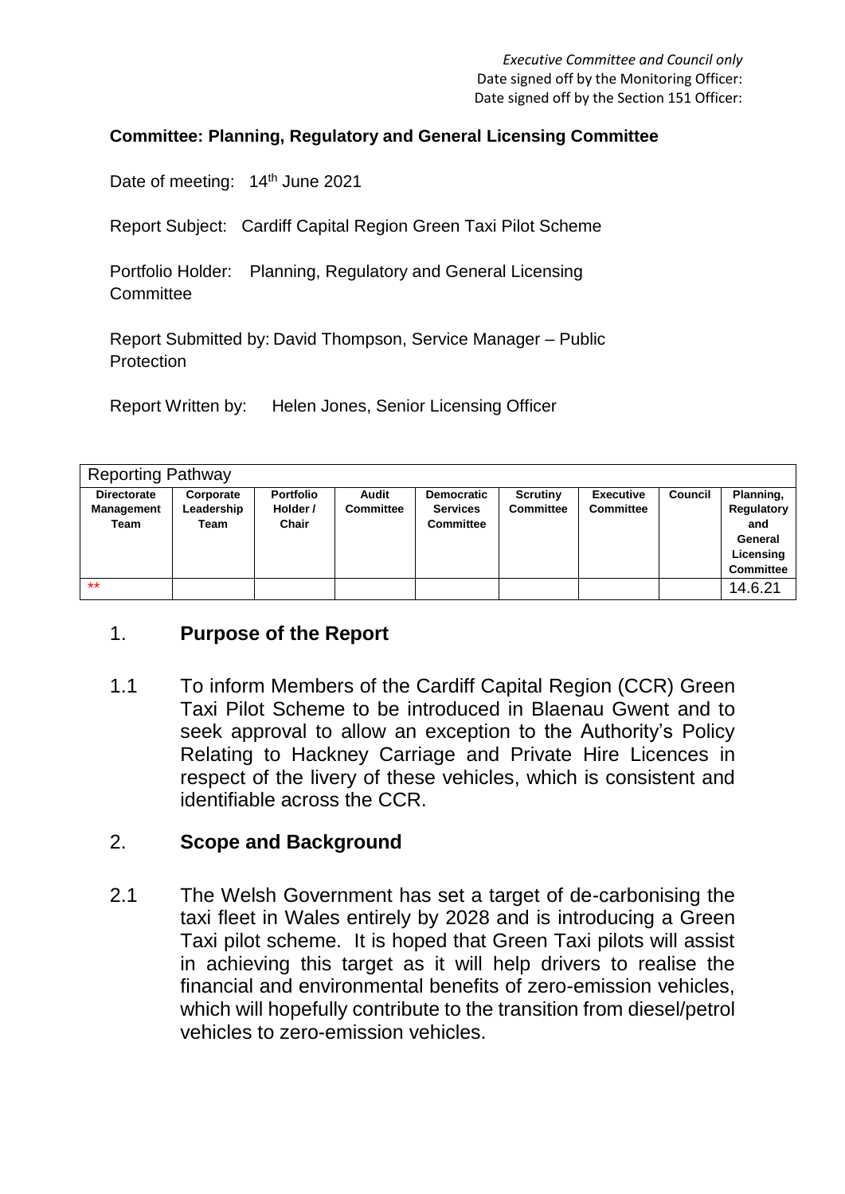*Executive Committee and Council only*
Date signed off by the Monitoring Officer:
Date signed off by the Section 151 Officer:

**Committee: Planning, Regulatory and General Licensing Committee**

Date of meeting: 14th June 2021

Report Subject: Cardiff Capital Region Green Taxi Pilot Scheme

Portfolio Holder: Planning, Regulatory and General Licensing Committee

Report Submitted by: David Thompson, Service Manager – Public Protection

Report Written by: Helen Jones, Senior Licensing Officer

| Reporting Pathway | | | | | | | | |
|---|---|---|---|---|---|---|---|---|
| **Directorate Management Team** | **Corporate Leadership Team** | **Portfolio Holder / Chair** | **Audit Committee** | **Democratic Services Committee** | **Scrutiny Committee** | **Executive Committee** | **Council** | **Planning, Regulatory and General Licensing Committee** |
| ** | | | | | | | | 14.6.21 |

## 1. Purpose of the Report

1.1 To inform Members of the Cardiff Capital Region (CCR) Green Taxi Pilot Scheme to be introduced in Blaenau Gwent and to seek approval to allow an exception to the Authority's Policy Relating to Hackney Carriage and Private Hire Licences in respect of the livery of these vehicles, which is consistent and identifiable across the CCR.

## 2. Scope and Background

2.1 The Welsh Government has set a target of de-carbonising the taxi fleet in Wales entirely by 2028 and is introducing a Green Taxi pilot scheme. It is hoped that Green Taxi pilots will assist in achieving this target as it will help drivers to realise the financial and environmental benefits of zero-emission vehicles, which will hopefully contribute to the transition from diesel/petrol vehicles to zero-emission vehicles.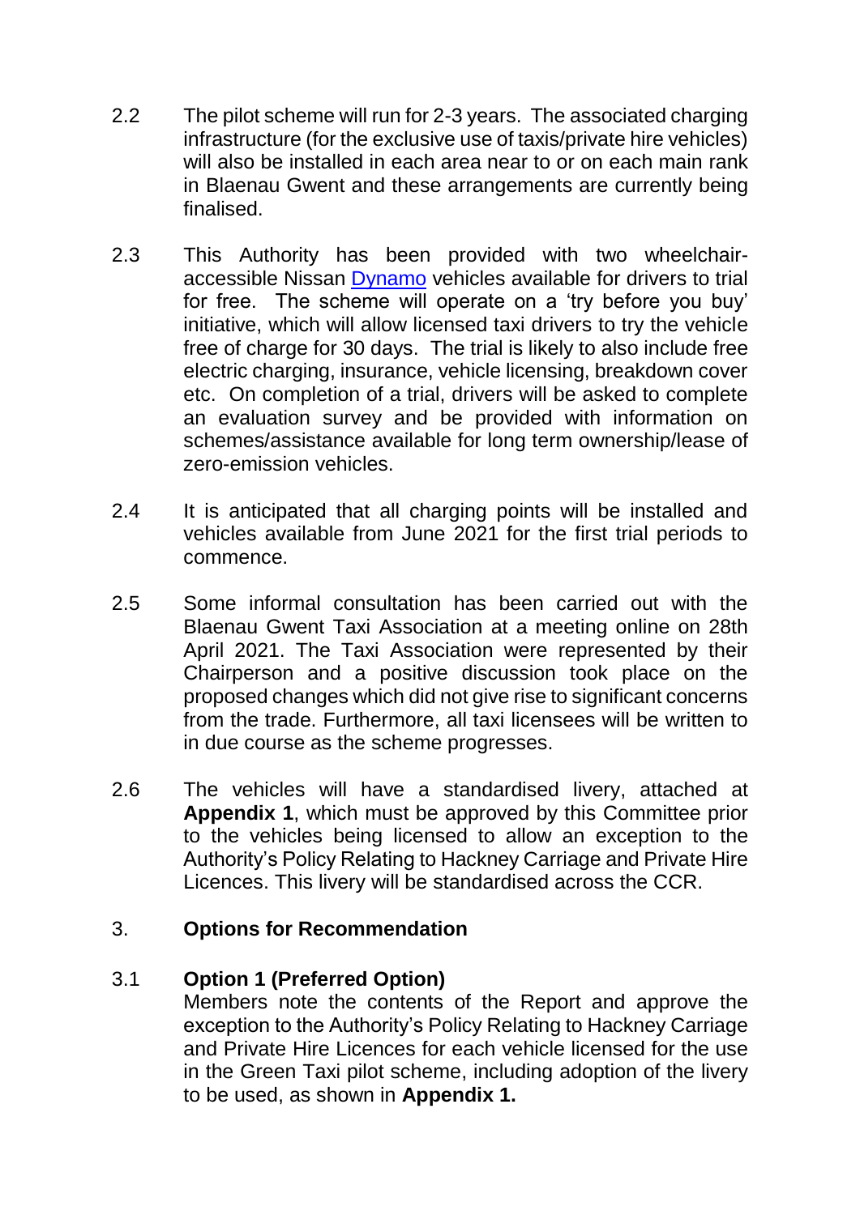2.2 The pilot scheme will run for 2-3 years. The associated charging infrastructure (for the exclusive use of taxis/private hire vehicles) will also be installed in each area near to or on each main rank in Blaenau Gwent and these arrangements are currently being finalised.

2.3 This Authority has been provided with two wheelchair-accessible Nissan Dynamo vehicles available for drivers to trial for free. The scheme will operate on a 'try before you buy' initiative, which will allow licensed taxi drivers to try the vehicle free of charge for 30 days. The trial is likely to also include free electric charging, insurance, vehicle licensing, breakdown cover etc. On completion of a trial, drivers will be asked to complete an evaluation survey and be provided with information on schemes/assistance available for long term ownership/lease of zero-emission vehicles.

2.4 It is anticipated that all charging points will be installed and vehicles available from June 2021 for the first trial periods to commence.

2.5 Some informal consultation has been carried out with the Blaenau Gwent Taxi Association at a meeting online on 28th April 2021. The Taxi Association were represented by their Chairperson and a positive discussion took place on the proposed changes which did not give rise to significant concerns from the trade. Furthermore, all taxi licensees will be written to in due course as the scheme progresses.

2.6 The vehicles will have a standardised livery, attached at **Appendix 1**, which must be approved by this Committee prior to the vehicles being licensed to allow an exception to the Authority's Policy Relating to Hackney Carriage and Private Hire Licences. This livery will be standardised across the CCR.

## 3. Options for Recommendation

**3.1 Option 1 (Preferred Option)**

Members note the contents of the Report and approve the exception to the Authority's Policy Relating to Hackney Carriage and Private Hire Licences for each vehicle licensed for the use in the Green Taxi pilot scheme, including adoption of the livery to be used, as shown in **Appendix 1.**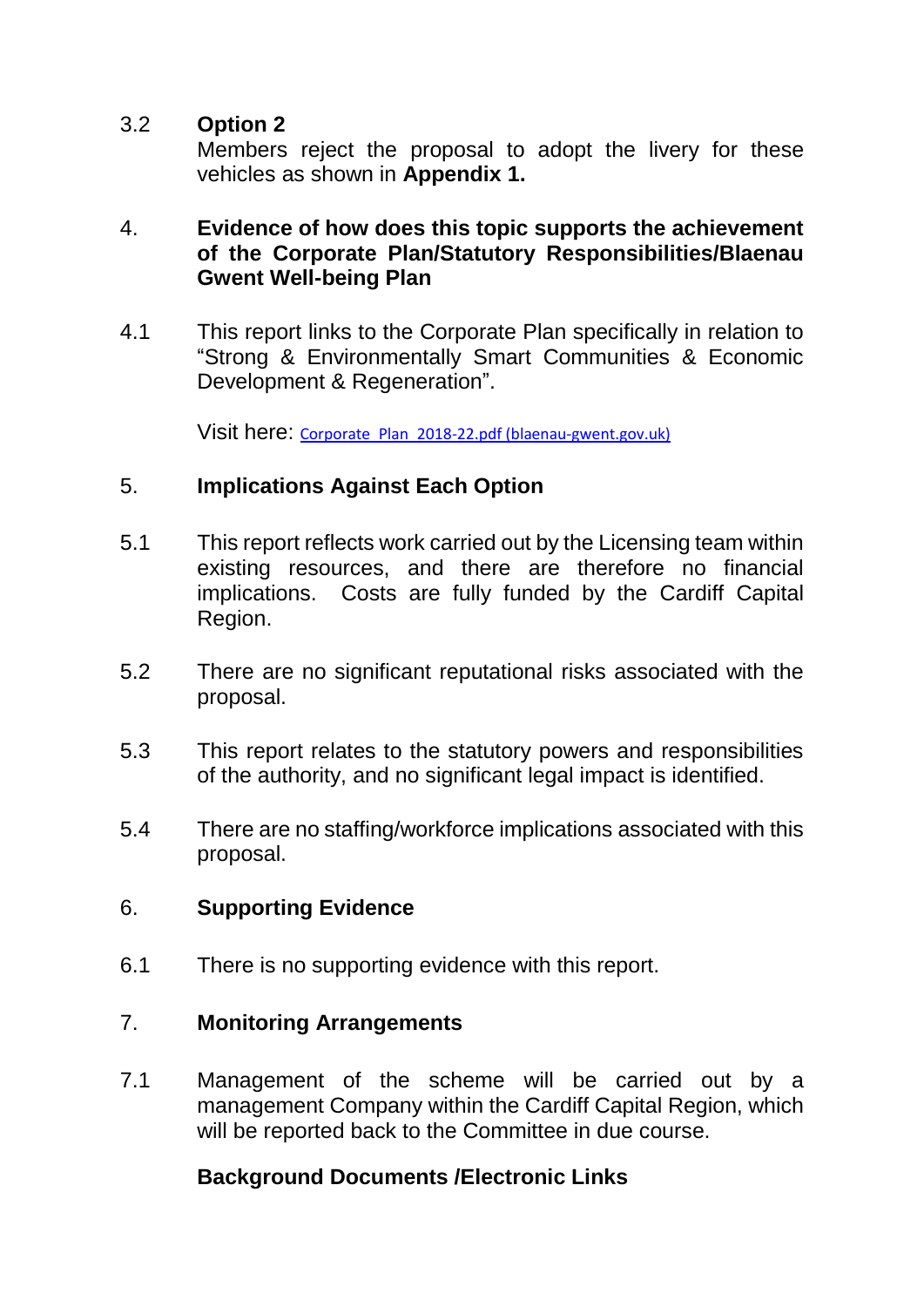3.2 **Option 2**

Members reject the proposal to adopt the livery for these vehicles as shown in **Appendix 1.**

## 4. Evidence of how does this topic supports the achievement of the Corporate Plan/Statutory Responsibilities/Blaenau Gwent Well-being Plan

4.1 This report links to the Corporate Plan specifically in relation to "Strong & Environmentally Smart Communities & Economic Development & Regeneration".

Visit here: [Corporate_Plan_2018-22.pdf (blaenau-gwent.gov.uk)]

## 5. Implications Against Each Option

5.1 This report reflects work carried out by the Licensing team within existing resources, and there are therefore no financial implications. Costs are fully funded by the Cardiff Capital Region.

5.2 There are no significant reputational risks associated with the proposal.

5.3 This report relates to the statutory powers and responsibilities of the authority, and no significant legal impact is identified.

5.4 There are no staffing/workforce implications associated with this proposal.

## 6. Supporting Evidence

6.1 There is no supporting evidence with this report.

## 7. Monitoring Arrangements

7.1 Management of the scheme will be carried out by a management Company within the Cardiff Capital Region, which will be reported back to the Committee in due course.

**Background Documents /Electronic Links**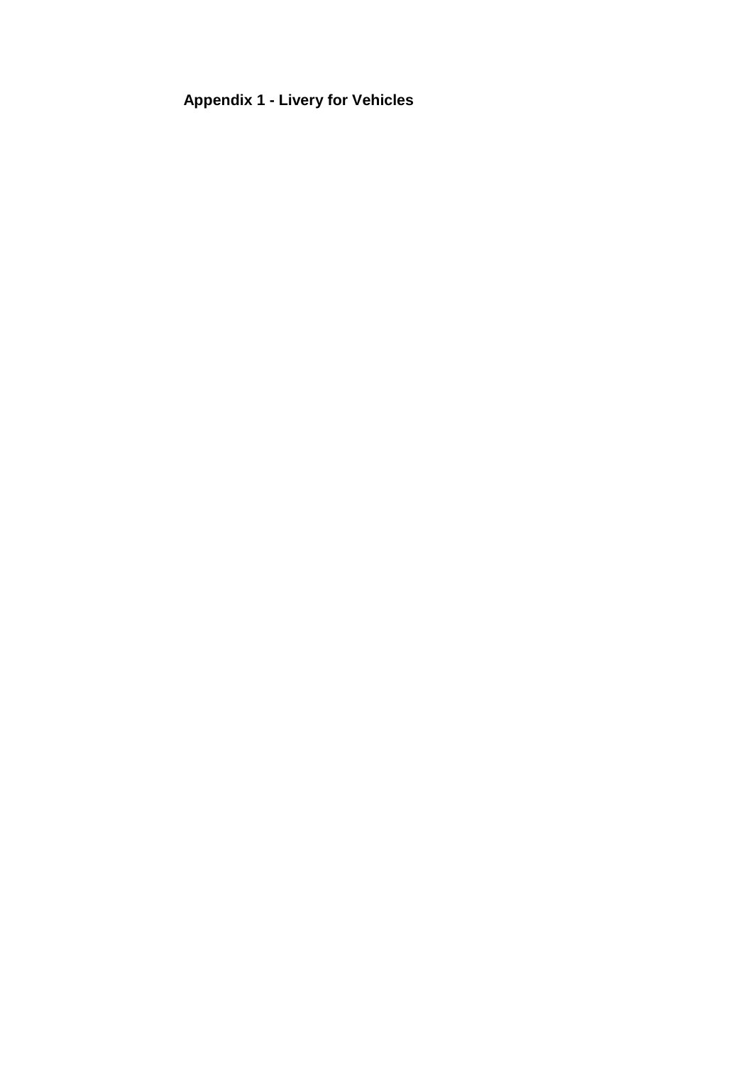**Appendix 1 - Livery for Vehicles**